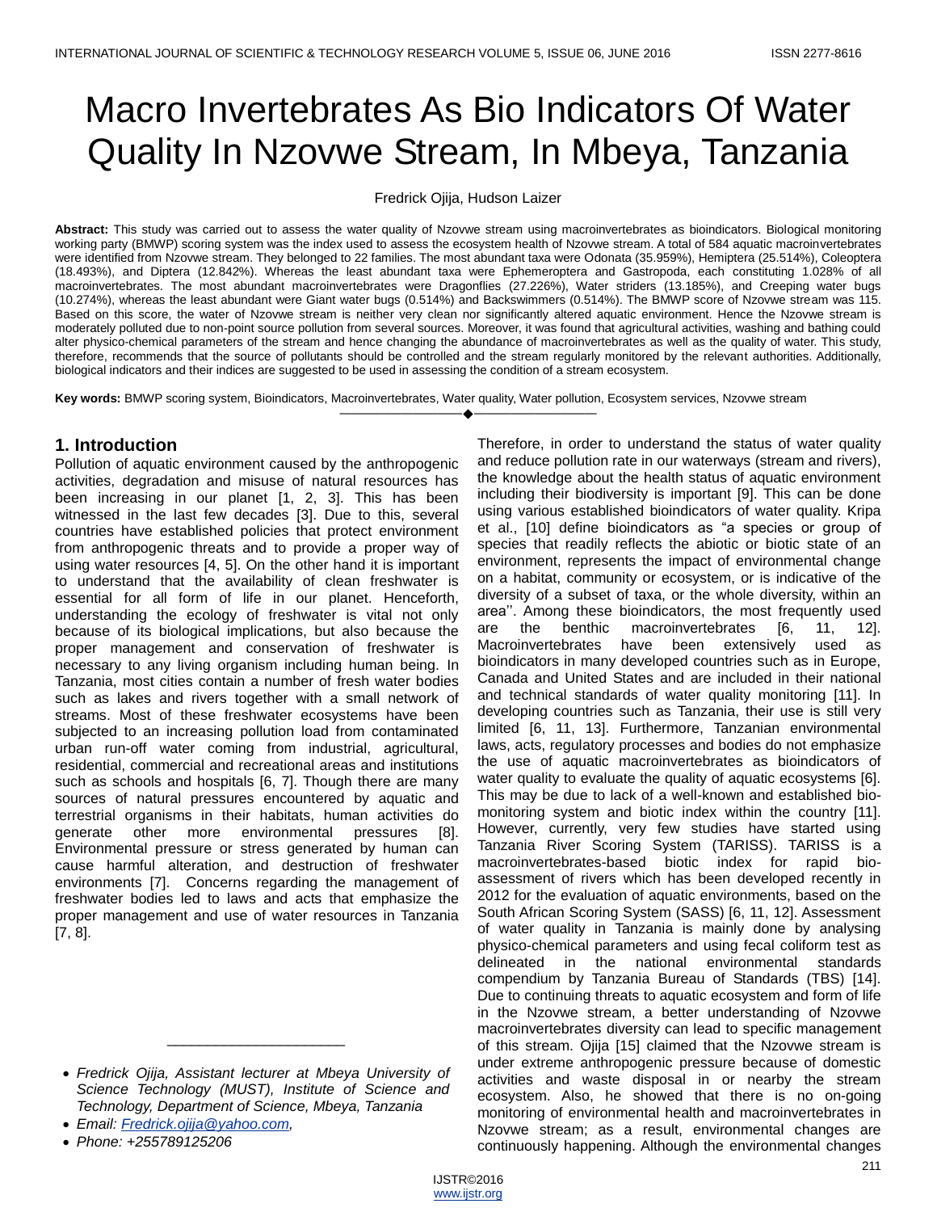# Macro Invertebrates As Bio Indicators Of Water Quality In Nzovwe Stream, In Mbeya, Tanzania

Fredrick Ojija, Hudson Laizer

**Abstract:** This study was carried out to assess the water quality of Nzovwe stream using macroinvertebrates as bioindicators. Biological monitoring working party (BMWP) scoring system was the index used to assess the ecosystem health of Nzovwe stream. A total of 584 aquatic macroinvertebrates were identified from Nzovwe stream. They belonged to 22 families. The most abundant taxa were Odonata (35.959%), Hemiptera (25.514%), Coleoptera (18.493%), and Diptera (12.842%). Whereas the least abundant taxa were Ephemeroptera and Gastropoda, each constituting 1.028% of all macroinvertebrates. The most abundant macroinvertebrates were Dragonflies (27.226%), Water striders (13.185%), and Creeping water bugs (10.274%), whereas the least abundant were Giant water bugs (0.514%) and Backswimmers (0.514%). The BMWP score of Nzovwe stream was 115. Based on this score, the water of Nzovwe stream is neither very clean nor significantly altered aquatic environment. Hence the Nzovwe stream is moderately polluted due to non-point source pollution from several sources. Moreover, it was found that agricultural activities, washing and bathing could alter physico-chemical parameters of the stream and hence changing the abundance of macroinvertebrates as well as the quality of water. This study, therefore, recommends that the source of pollutants should be controlled and the stream regularly monitored by the relevant authorities. Additionally, biological indicators and their indices are suggested to be used in assessing the condition of a stream ecosystem.

**Key words:** BMWP scoring system, Bioindicators, Macroinvertebrates, Water quality, Water pollution, Ecosystem services, Nzovwe stream

## 1. Introduction

Pollution of aquatic environment caused by the anthropogenic activities, degradation and misuse of natural resources has been increasing in our planet [1, 2, 3]. This has been witnessed in the last few decades [3]. Due to this, several countries have established policies that protect environment from anthropogenic threats and to provide a proper way of using water resources [4, 5]. On the other hand it is important to understand that the availability of clean freshwater is essential for all form of life in our planet. Henceforth, understanding the ecology of freshwater is vital not only because of its biological implications, but also because the proper management and conservation of freshwater is necessary to any living organism including human being. In Tanzania, most cities contain a number of fresh water bodies such as lakes and rivers together with a small network of streams. Most of these freshwater ecosystems have been subjected to an increasing pollution load from contaminated urban run-off water coming from industrial, agricultural, residential, commercial and recreational areas and institutions such as schools and hospitals [6, 7]. Though there are many sources of natural pressures encountered by aquatic and terrestrial organisms in their habitats, human activities do generate other more environmental pressures [8]. Environmental pressure or stress generated by human can cause harmful alteration, and destruction of freshwater environments [7]. Concerns regarding the management of freshwater bodies led to laws and acts that emphasize the proper management and use of water resources in Tanzania [7, 8].

Therefore, in order to understand the status of water quality and reduce pollution rate in our waterways (stream and rivers), the knowledge about the health status of aquatic environment including their biodiversity is important [9]. This can be done using various established bioindicators of water quality. Kripa et al., [10] define bioindicators as "a species or group of species that readily reflects the abiotic or biotic state of an environment, represents the impact of environmental change on a habitat, community or ecosystem, or is indicative of the diversity of a subset of taxa, or the whole diversity, within an area''. Among these bioindicators, the most frequently used are the benthic macroinvertebrates [6, 11, 12]. Macroinvertebrates have been extensively used as bioindicators in many developed countries such as in Europe, Canada and United States and are included in their national and technical standards of water quality monitoring [11]. In developing countries such as Tanzania, their use is still very limited [6, 11, 13]. Furthermore, Tanzanian environmental laws, acts, regulatory processes and bodies do not emphasize the use of aquatic macroinvertebrates as bioindicators of water quality to evaluate the quality of aquatic ecosystems [6]. This may be due to lack of a well-known and established bio-monitoring system and biotic index within the country [11]. However, currently, very few studies have started using Tanzania River Scoring System (TARISS). TARISS is a macroinvertebrates-based biotic index for rapid bio-assessment of rivers which has been developed recently in 2012 for the evaluation of aquatic environments, based on the South African Scoring System (SASS) [6, 11, 12]. Assessment of water quality in Tanzania is mainly done by analysing physico-chemical parameters and using fecal coliform test as delineated in the national environmental standards compendium by Tanzania Bureau of Standards (TBS) [14]. Due to continuing threats to aquatic ecosystem and form of life in the Nzovwe stream, a better understanding of Nzovwe macroinvertebrates diversity can lead to specific management of this stream. Ojija [15] claimed that the Nzovwe stream is under extreme anthropogenic pressure because of domestic activities and waste disposal in or nearby the stream ecosystem. Also, he showed that there is no on-going monitoring of environmental health and macroinvertebrates in Nzovwe stream; as a result, environmental changes are continuously happening. Although the environmental changes

- *Fredrick Ojija, Assistant lecturer at Mbeya University of Science Technology (MUST), Institute of Science and Technology, Department of Science, Mbeya, Tanzania*
- *Email: Fredrick.ojija@yahoo.com,*
- *Phone: +255789125206*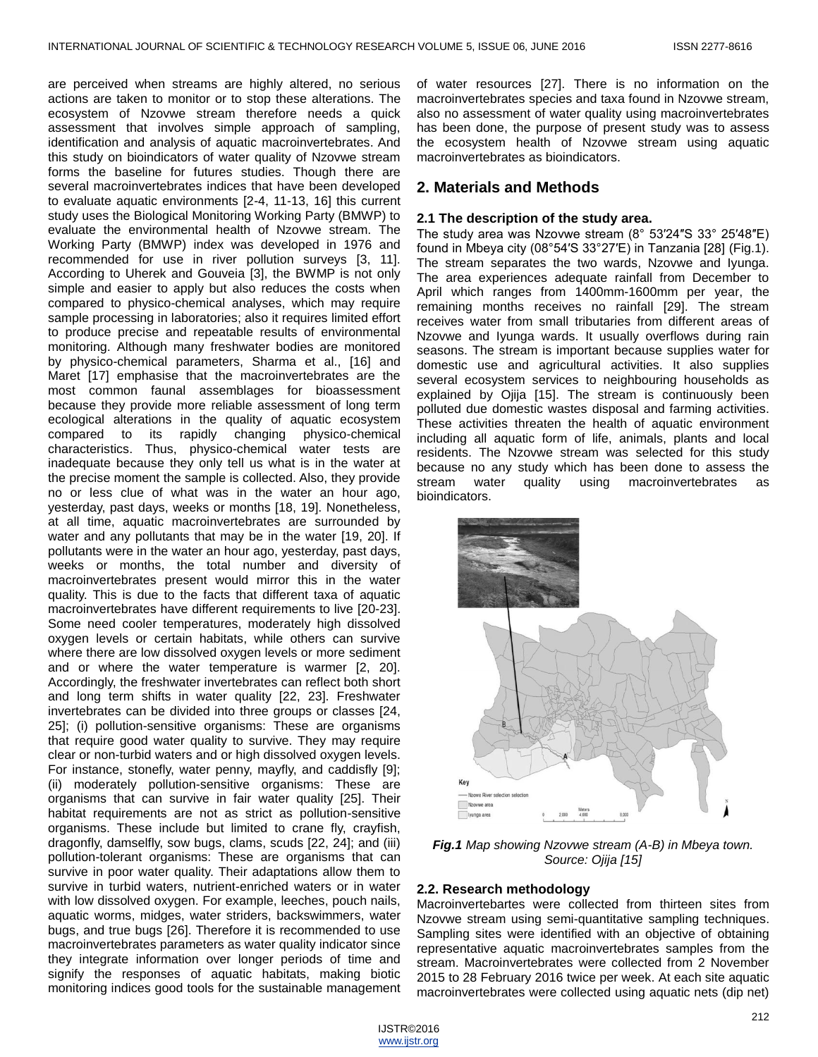are perceived when streams are highly altered, no serious actions are taken to monitor or to stop these alterations. The ecosystem of Nzovwe stream therefore needs a quick assessment that involves simple approach of sampling, identification and analysis of aquatic macroinvertebrates. And this study on bioindicators of water quality of Nzovwe stream forms the baseline for futures studies. Though there are several macroinvertebrates indices that have been developed to evaluate aquatic environments [2-4, 11-13, 16] this current study uses the Biological Monitoring Working Party (BMWP) to evaluate the environmental health of Nzovwe stream. The Working Party (BMWP) index was developed in 1976 and recommended for use in river pollution surveys [3, 11]. According to Uherek and Gouveia [3], the BWMP is not only simple and easier to apply but also reduces the costs when compared to physico-chemical analyses, which may require sample processing in laboratories; also it requires limited effort to produce precise and repeatable results of environmental monitoring. Although many freshwater bodies are monitored by physico-chemical parameters, Sharma et al., [16] and Maret [17] emphasise that the macroinvertebrates are the most common faunal assemblages for bioassessment because they provide more reliable assessment of long term ecological alterations in the quality of aquatic ecosystem compared to its rapidly changing physico-chemical characteristics. Thus, physico-chemical water tests are inadequate because they only tell us what is in the water at the precise moment the sample is collected. Also, they provide no or less clue of what was in the water an hour ago, yesterday, past days, weeks or months [18, 19]. Nonetheless, at all time, aquatic macroinvertebrates are surrounded by water and any pollutants that may be in the water [19, 20]. If pollutants were in the water an hour ago, yesterday, past days, weeks or months, the total number and diversity of macroinvertebrates present would mirror this in the water quality. This is due to the facts that different taxa of aquatic macroinvertebrates have different requirements to live [20-23]. Some need cooler temperatures, moderately high dissolved oxygen levels or certain habitats, while others can survive where there are low dissolved oxygen levels or more sediment and or where the water temperature is warmer [2, 20]. Accordingly, the freshwater invertebrates can reflect both short and long term shifts in water quality [22, 23]. Freshwater invertebrates can be divided into three groups or classes [24, 25]; (i) pollution-sensitive organisms: These are organisms that require good water quality to survive. They may require clear or non-turbid waters and or high dissolved oxygen levels. For instance, stonefly, water penny, mayfly, and caddisfly [9]; (ii) moderately pollution-sensitive organisms: These are organisms that can survive in fair water quality [25]. Their habitat requirements are not as strict as pollution-sensitive organisms. These include but limited to crane fly, crayfish, dragonfly, damselfly, sow bugs, clams, scuds [22, 24]; and (iii) pollution-tolerant organisms: These are organisms that can survive in poor water quality. Their adaptations allow them to survive in turbid waters, nutrient-enriched waters or in water with low dissolved oxygen. For example, leeches, pouch nails, aquatic worms, midges, water striders, backswimmers, water bugs, and true bugs [26]. Therefore it is recommended to use macroinvertebrates parameters as water quality indicator since they integrate information over longer periods of time and signify the responses of aquatic habitats, making biotic monitoring indices good tools for the sustainable management of water resources [27]. There is no information on the macroinvertebrates species and taxa found in Nzovwe stream, also no assessment of water quality using macroinvertebrates has been done, the purpose of present study was to assess the ecosystem health of Nzovwe stream using aquatic macroinvertebrates as bioindicators.

## 2. Materials and Methods

### 2.1 The description of the study area.

The study area was Nzovwe stream (8° 53′24″S 33° 25′48″E) found in Mbeya city (08°54′S 33°27′E) in Tanzania [28] (Fig.1). The stream separates the two wards, Nzovwe and Iyunga. The area experiences adequate rainfall from December to April which ranges from 1400mm-1600mm per year, the remaining months receives no rainfall [29]. The stream receives water from small tributaries from different areas of Nzovwe and Iyunga wards. It usually overflows during rain seasons. The stream is important because supplies water for domestic use and agricultural activities. It also supplies several ecosystem services to neighbouring households as explained by Ojija [15]. The stream is continuously been polluted due domestic wastes disposal and farming activities. These activities threaten the health of aquatic environment including all aquatic form of life, animals, plants and local residents. The Nzovwe stream was selected for this study because no any study which has been done to assess the stream water quality using macroinvertebrates as bioindicators.

***Fig.1*** *Map showing Nzovwe stream (A-B) in Mbeya town. Source: Ojija [15]*

### 2.2. Research methodology

Macroinvertebartes were collected from thirteen sites from Nzovwe stream using semi-quantitative sampling techniques. Sampling sites were identified with an objective of obtaining representative aquatic macroinvertebrates samples from the stream. Macroinvertebrates were collected from 2 November 2015 to 28 February 2016 twice per week. At each site aquatic macroinvertebrates were collected using aquatic nets (dip net)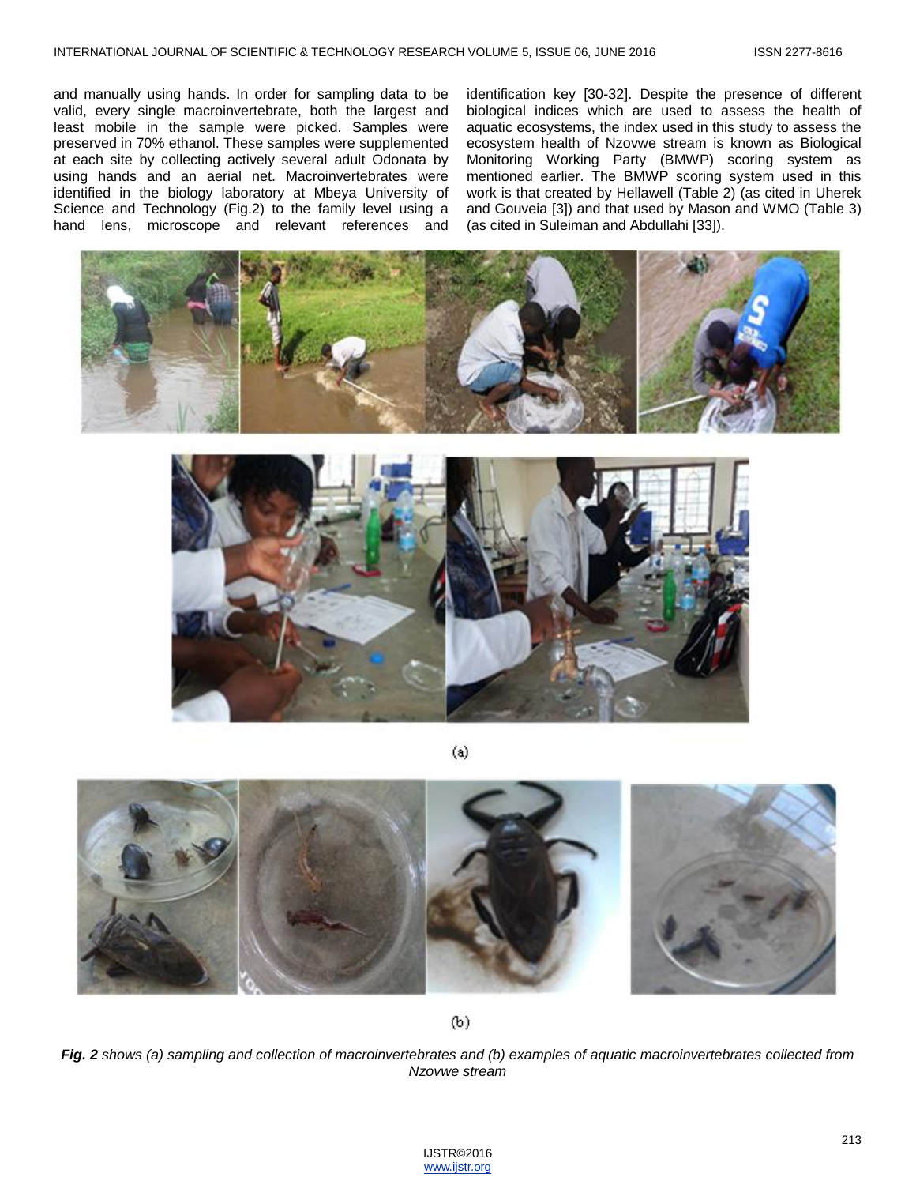and manually using hands. In order for sampling data to be valid, every single macroinvertebrate, both the largest and least mobile in the sample were picked. Samples were preserved in 70% ethanol. These samples were supplemented at each site by collecting actively several adult Odonata by using hands and an aerial net. Macroinvertebrates were identified in the biology laboratory at Mbeya University of Science and Technology (Fig.2) to the family level using a hand lens, microscope and relevant references and identification key [30-32]. Despite the presence of different biological indices which are used to assess the health of aquatic ecosystems, the index used in this study to assess the ecosystem health of Nzovwe stream is known as Biological Monitoring Working Party (BMWP) scoring system as mentioned earlier. The BMWP scoring system used in this work is that created by Hellawell (Table 2) (as cited in Uherek and Gouveia [3]) and that used by Mason and WMO (Table 3) (as cited in Suleiman and Abdullahi [33]).

(a)

(b)

***Fig. 2*** *shows (a) sampling and collection of macroinvertebrates and (b) examples of aquatic macroinvertebrates collected from Nzovwe stream*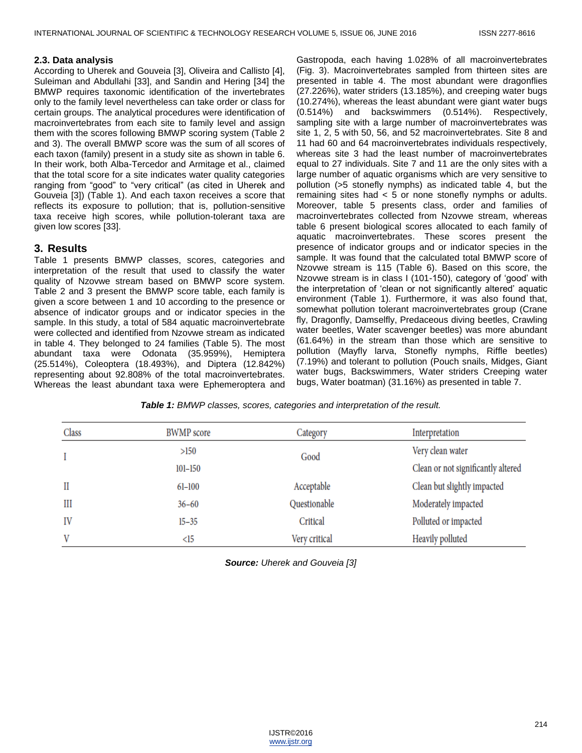### 2.3. Data analysis

According to Uherek and Gouveia [3], Oliveira and Callisto [4], Suleiman and Abdullahi [33], and Sandin and Hering [34] the BMWP requires taxonomic identification of the invertebrates only to the family level nevertheless can take order or class for certain groups. The analytical procedures were identification of macroinvertebrates from each site to family level and assign them with the scores following BMWP scoring system (Table 2 and 3). The overall BMWP score was the sum of all scores of each taxon (family) present in a study site as shown in table 6. In their work, both Alba-Tercedor and Armitage et al., claimed that the total score for a site indicates water quality categories ranging from "good" to "very critical" (as cited in Uherek and Gouveia [3]) (Table 1). And each taxon receives a score that reflects its exposure to pollution; that is, pollution-sensitive taxa receive high scores, while pollution-tolerant taxa are given low scores [33].

## 3. Results

Table 1 presents BMWP classes, scores, categories and interpretation of the result that used to classify the water quality of Nzovwe stream based on BMWP score system. Table 2 and 3 present the BMWP score table, each family is given a score between 1 and 10 according to the presence or absence of indicator groups and or indicator species in the sample. In this study, a total of 584 aquatic macroinvertebrate were collected and identified from Nzovwe stream as indicated in table 4. They belonged to 24 families (Table 5). The most abundant taxa were Odonata (35.959%), Hemiptera (25.514%), Coleoptera (18.493%), and Diptera (12.842%) representing about 92.808% of the total macroinvertebrates. Whereas the least abundant taxa were Ephemeroptera and Gastropoda, each having 1.028% of all macroinvertebrates (Fig. 3). Macroinvertebrates sampled from thirteen sites are presented in table 4. The most abundant were dragonflies (27.226%), water striders (13.185%), and creeping water bugs (10.274%), whereas the least abundant were giant water bugs (0.514%) and backswimmers (0.514%). Respectively, sampling site with a large number of macroinvertebrates was site 1, 2, 5 with 50, 56, and 52 macroinvertebrates. Site 8 and 11 had 60 and 64 macroinvertebrates individuals respectively, whereas site 3 had the least number of macroinvertebrates equal to 27 individuals. Site 7 and 11 are the only sites with a large number of aquatic organisms which are very sensitive to pollution (>5 stonefly nymphs) as indicated table 4, but the remaining sites had < 5 or none stonefly nymphs or adults. Moreover, table 5 presents class, order and families of macroinvertebrates collected from Nzovwe stream, whereas table 6 present biological scores allocated to each family of aquatic macroinvertebrates. These scores present the presence of indicator groups and or indicator species in the sample. It was found that the calculated total BMWP score of Nzovwe stream is 115 (Table 6). Based on this score, the Nzovwe stream is in class I (101-150), category of 'good' with the interpretation of 'clean or not significantly altered' aquatic environment (Table 1). Furthermore, it was also found that, somewhat pollution tolerant macroinvertebrates group (Crane fly, Dragonfly, Damselfly, Predaceous diving beetles, Crawling water beetles, Water scavenger beetles) was more abundant (61.64%) in the stream than those which are sensitive to pollution (Mayfly larva, Stonefly nymphs, Riffle beetles) (7.19%) and tolerant to pollution (Pouch snails, Midges, Giant water bugs, Backswimmers, Water striders Creeping water bugs, Water boatman) (31.16%) as presented in table 7.

***Table 1:*** *BMWP classes, scores, categories and interpretation of the result.*

| Class | BWMP score | Category | Interpretation |
|---|---|---|---|
| I | >150 | Good | Very clean water |
| | 101–150 | | Clean or not significantly altered |
| II | 61–100 | Acceptable | Clean but slightly impacted |
| III | 36–60 | Questionable | Moderately impacted |
| IV | 15–35 | Critical | Polluted or impacted |
| V | <15 | Very critical | Heavily polluted |

***Source:*** *Uherek and Gouveia [3]*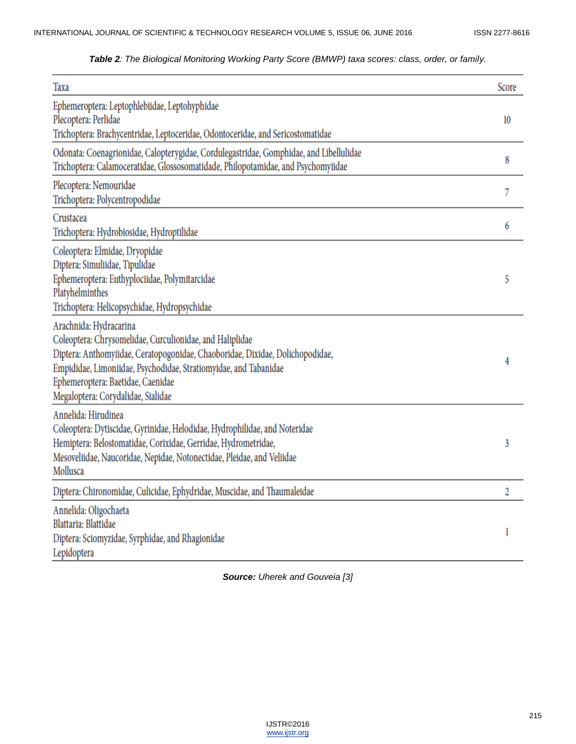***Table 2**: The Biological Monitoring Working Party Score (BMWP) taxa scores: class, order, or family.*

| Taxa | Score |
|---|---|
| Ephemeroptera: Leptophlebiidae, Leptohyphidae<br>Plecoptera: Perlidae<br>Trichoptera: Brachycentridae, Leptoceridae, Odontoceridae, and Sericostomatidae | 10 |
| Odonata: Coenagrionidae, Calopterygidae, Cordulegastridae, Gomphidae, and Libellulidae<br>Trichoptera: Calamoceratidae, Glossosomatidade, Philopotamidae, and Psychomyiidae | 8 |
| Plecoptera: Nemouridae<br>Trichoptera: Polycentropodidae | 7 |
| Crustacea<br>Trichoptera: Hydrobiosidae, Hydroptilidae | 6 |
| Coleoptera: Elmidae, Dryopidae<br>Diptera: Simuliidae, Tipulidae<br>Ephemeroptera: Euthyplociidae, Polymitarcidae<br>Platyhelminthes<br>Trichoptera: Helicopsychidae, Hydropsychidae | 5 |
| Arachnida: Hydracarina<br>Coleoptera: Chrysomelidae, Curculionidae, and Haliplidae<br>Diptera: Anthomyiidae, Ceratopogonidae, Chaoboridae, Dixidae, Dolichopodidae, Empididae, Limoniidae, Psychodidae, Stratiomyidae, and Tabanidae<br>Ephemeroptera: Baetidae, Caenidae<br>Megaloptera: Corydalidae, Sialidae | 4 |
| Annelida: Hirudinea<br>Coleoptera: Dytiscidae, Gyrinidae, Helodidae, Hydrophilidae, and Noteridae<br>Hemiptera: Belostomatidae, Corixidae, Gerridae, Hydrometridae, Mesoveliidae, Naucoridae, Nepidae, Notonectidae, Pleidae, and Veliidae<br>Mollusca | 3 |
| Diptera: Chironomidae, Culicidae, Ephydridae, Muscidae, and Thaumaleidae | 2 |
| Annelida: Oligochaeta<br>Blattaria: Blattidae<br>Diptera: Sciomyzidae, Syrphidae, and Rhagionidae<br>Lepidoptera | 1 |

***Source:** Uherek and Gouveia [3]*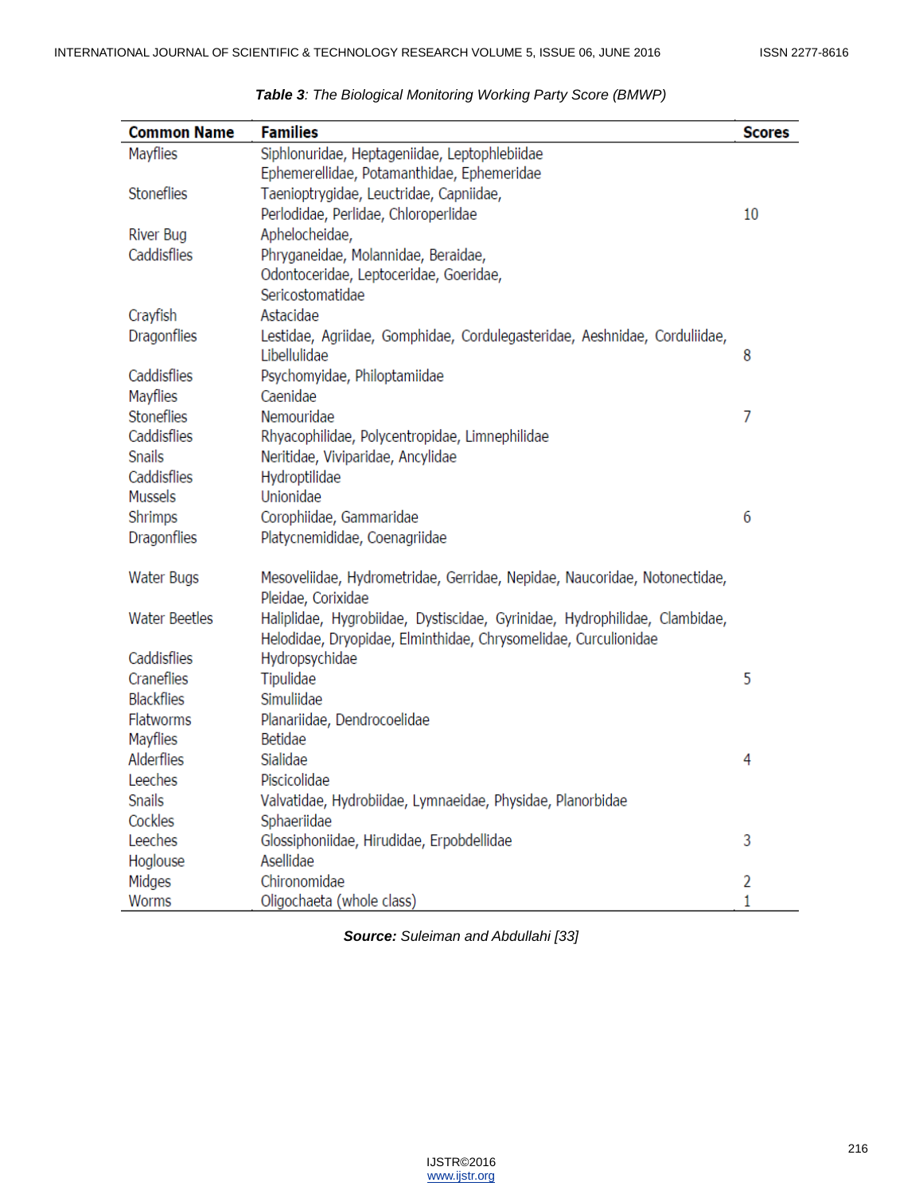***Table 3**: The Biological Monitoring Working Party Score (BMWP)*

| Common Name | Families | Scores |
|---|---|---|
| Mayflies | Siphlonuridae, Heptageniidae, Leptophlebiidae Ephemerellidae, Potamanthidae, Ephemeridae | |
| Stoneflies | Taenioptrygidae, Leuctridae, Capniidae, Perlodidae, Perlidae, Chloroperlidae | 10 |
| River Bug | Aphelocheidae, | |
| Caddisflies | Phryganeidae, Molannidae, Beraidae, Odontoceridae, Leptoceridae, Goeridae, Sericostomatidae | |
| Crayfish | Astacidae | |
| Dragonflies | Lestidae, Agriidae, Gomphidae, Cordulegasteridae, Aeshnidae, Corduliidae, Libellulidae | 8 |
| Caddisflies | Psychomyidae, Philoptamiidae | |
| Mayflies | Caenidae | |
| Stoneflies | Nemouridae | 7 |
| Caddisflies | Rhyacophilidae, Polycentropidae, Limnephilidae | |
| Snails | Neritidae, Viviparidae, Ancylidae | |
| Caddisflies | Hydroptilidae | |
| Mussels | Unionidae | |
| Shrimps | Corophiidae, Gammaridae | 6 |
| Dragonflies | Platycnemididae, Coenagriidae | |
| Water Bugs | Mesoveliidae, Hydrometridae, Gerridae, Nepidae, Naucoridae, Notonectidae, Pleidae, Corixidae | |
| Water Beetles | Haliplidae, Hygrobiidae, Dystiscidae, Gyrinidae, Hydrophilidae, Clambidae, Helodidae, Dryopidae, Elminthidae, Chrysomelidae, Curculionidae | |
| Caddisflies | Hydropsychidae | |
| Craneflies | Tipulidae | 5 |
| Blackflies | Simuliidae | |
| Flatworms | Planariidae, Dendrocoelidae | |
| Mayflies | Betidae | |
| Alderflies | Sialidae | 4 |
| Leeches | Piscicolidae | |
| Snails | Valvatidae, Hydrobiidae, Lymnaeidae, Physidae, Planorbidae | |
| Cockles | Sphaeriidae | |
| Leeches | Glossiphoniidae, Hirudidae, Erpobdellidae | 3 |
| Hoglouse | Asellidae | |
| Midges | Chironomidae | 2 |
| Worms | Oligochaeta (whole class) | 1 |

***Source:** Suleiman and Abdullahi [33]*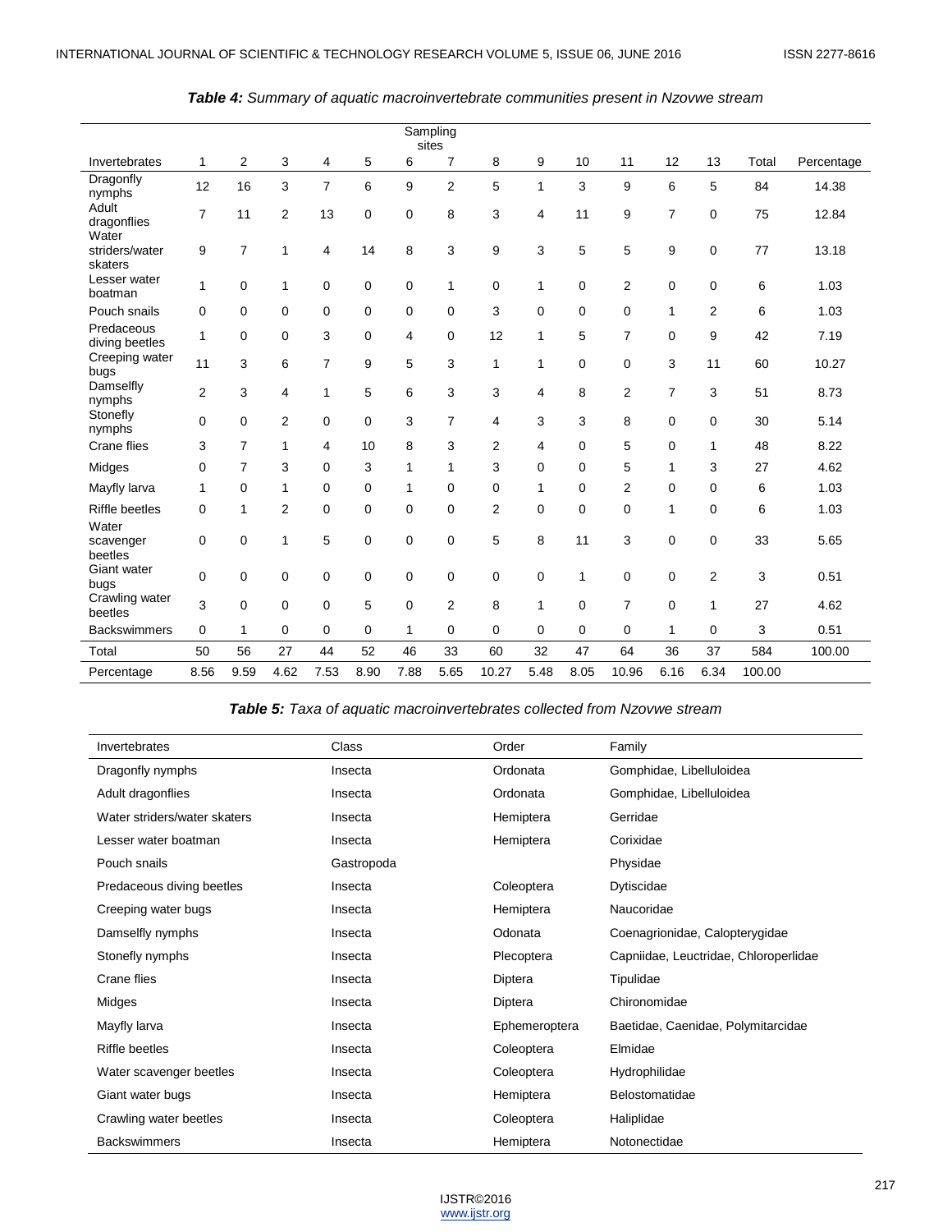***Table 4:*** *Summary of aquatic macroinvertebrate communities present in Nzovwe stream*

| | Sampling sites | | | | | | | | | | | | | | |
|---|---|---|---|---|---|---|---|---|---|---|---|---|---|---|---|
| Invertebrates | 1 | 2 | 3 | 4 | 5 | 6 | 7 | 8 | 9 | 10 | 11 | 12 | 13 | Total | Percentage |
| Dragonfly nymphs | 12 | 16 | 3 | 7 | 6 | 9 | 2 | 5 | 1 | 3 | 9 | 6 | 5 | 84 | 14.38 |
| Adult dragonflies | 7 | 11 | 2 | 13 | 0 | 0 | 8 | 3 | 4 | 11 | 9 | 7 | 0 | 75 | 12.84 |
| Water striders/water skaters | 9 | 7 | 1 | 4 | 14 | 8 | 3 | 9 | 3 | 5 | 5 | 9 | 0 | 77 | 13.18 |
| Lesser water boatman | 1 | 0 | 1 | 0 | 0 | 0 | 1 | 0 | 1 | 0 | 2 | 0 | 0 | 6 | 1.03 |
| Pouch snails | 0 | 0 | 0 | 0 | 0 | 0 | 0 | 3 | 0 | 0 | 0 | 1 | 2 | 6 | 1.03 |
| Predaceous diving beetles | 1 | 0 | 0 | 3 | 0 | 4 | 0 | 12 | 1 | 5 | 7 | 0 | 9 | 42 | 7.19 |
| Creeping water bugs | 11 | 3 | 6 | 7 | 9 | 5 | 3 | 1 | 1 | 0 | 0 | 3 | 11 | 60 | 10.27 |
| Damselfly nymphs | 2 | 3 | 4 | 1 | 5 | 6 | 3 | 3 | 4 | 8 | 2 | 7 | 3 | 51 | 8.73 |
| Stonefly nymphs | 0 | 0 | 2 | 0 | 0 | 3 | 7 | 4 | 3 | 3 | 8 | 0 | 0 | 30 | 5.14 |
| Crane flies | 3 | 7 | 1 | 4 | 10 | 8 | 3 | 2 | 4 | 0 | 5 | 0 | 1 | 48 | 8.22 |
| Midges | 0 | 7 | 3 | 0 | 3 | 1 | 1 | 3 | 0 | 0 | 5 | 1 | 3 | 27 | 4.62 |
| Mayfly larva | 1 | 0 | 1 | 0 | 0 | 1 | 0 | 0 | 1 | 0 | 2 | 0 | 0 | 6 | 1.03 |
| Riffle beetles | 0 | 1 | 2 | 0 | 0 | 0 | 0 | 2 | 0 | 0 | 0 | 1 | 0 | 6 | 1.03 |
| Water scavenger beetles | 0 | 0 | 1 | 5 | 0 | 0 | 0 | 5 | 8 | 11 | 3 | 0 | 0 | 33 | 5.65 |
| Giant water bugs | 0 | 0 | 0 | 0 | 0 | 0 | 0 | 0 | 0 | 1 | 0 | 0 | 2 | 3 | 0.51 |
| Crawling water beetles | 3 | 0 | 0 | 0 | 5 | 0 | 2 | 8 | 1 | 0 | 7 | 0 | 1 | 27 | 4.62 |
| Backswimmers | 0 | 1 | 0 | 0 | 0 | 1 | 0 | 0 | 0 | 0 | 0 | 1 | 0 | 3 | 0.51 |
| Total | 50 | 56 | 27 | 44 | 52 | 46 | 33 | 60 | 32 | 47 | 64 | 36 | 37 | 584 | 100.00 |
| Percentage | 8.56 | 9.59 | 4.62 | 7.53 | 8.90 | 7.88 | 5.65 | 10.27 | 5.48 | 8.05 | 10.96 | 6.16 | 6.34 | 100.00 | |

***Table 5:*** *Taxa of aquatic macroinvertebrates collected from Nzovwe stream*

| Invertebrates | Class | Order | Family |
|---|---|---|---|
| Dragonfly nymphs | Insecta | Ordonata | Gomphidae, Libelluloidea |
| Adult dragonflies | Insecta | Ordonata | Gomphidae, Libelluloidea |
| Water striders/water skaters | Insecta | Hemiptera | Gerridae |
| Lesser water boatman | Insecta | Hemiptera | Corixidae |
| Pouch snails | Gastropoda | | Physidae |
| Predaceous diving beetles | Insecta | Coleoptera | Dytiscidae |
| Creeping water bugs | Insecta | Hemiptera | Naucoridae |
| Damselfly nymphs | Insecta | Odonata | Coenagrionidae, Calopterygidae |
| Stonefly nymphs | Insecta | Plecoptera | Capniidae, Leuctridae, Chloroperlidae |
| Crane flies | Insecta | Diptera | Tipulidae |
| Midges | Insecta | Diptera | Chironomidae |
| Mayfly larva | Insecta | Ephemeroptera | Baetidae, Caenidae, Polymitarcidae |
| Riffle beetles | Insecta | Coleoptera | Elmidae |
| Water scavenger beetles | Insecta | Coleoptera | Hydrophilidae |
| Giant water bugs | Insecta | Hemiptera | Belostomatidae |
| Crawling water beetles | Insecta | Coleoptera | Haliplidae |
| Backswimmers | Insecta | Hemiptera | Notonectidae |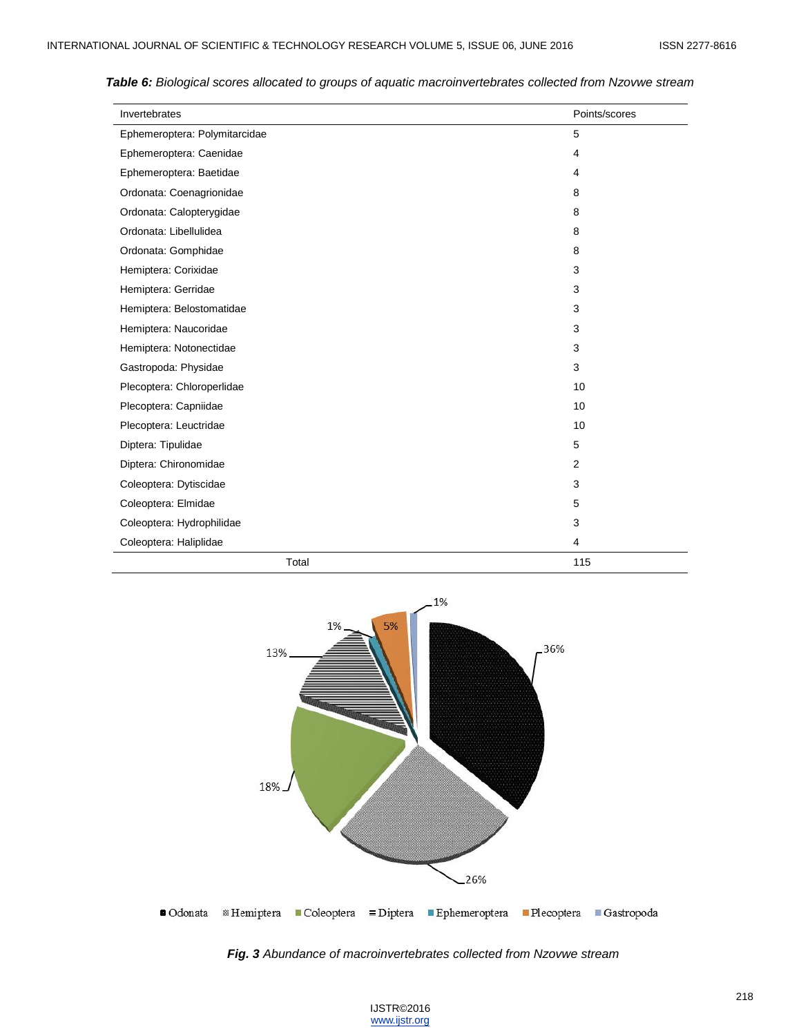***Table 6:*** *Biological scores allocated to groups of aquatic macroinvertebrates collected from Nzovwe stream*

| Invertebrates | Points/scores |
|---|---|
| Ephemeroptera: Polymitarcidae | 5 |
| Ephemeroptera: Caenidae | 4 |
| Ephemeroptera: Baetidae | 4 |
| Ordonata: Coenagrionidae | 8 |
| Ordonata: Calopterygidae | 8 |
| Ordonata: Libellulidea | 8 |
| Ordonata: Gomphidae | 8 |
| Hemiptera: Corixidae | 3 |
| Hemiptera: Gerridae | 3 |
| Hemiptera: Belostomatidae | 3 |
| Hemiptera: Naucoridae | 3 |
| Hemiptera: Notonectidae | 3 |
| Gastropoda: Physidae | 3 |
| Plecoptera: Chloroperlidae | 10 |
| Plecoptera: Capniidae | 10 |
| Plecoptera: Leuctridae | 10 |
| Diptera: Tipulidae | 5 |
| Diptera: Chironomidae | 2 |
| Coleoptera: Dytiscidae | 3 |
| Coleoptera: Elmidae | 5 |
| Coleoptera: Hydrophilidae | 3 |
| Coleoptera: Haliplidae | 4 |
| Total | 115 |

***Fig. 3*** *Abundance of macroinvertebrates collected from Nzovwe stream*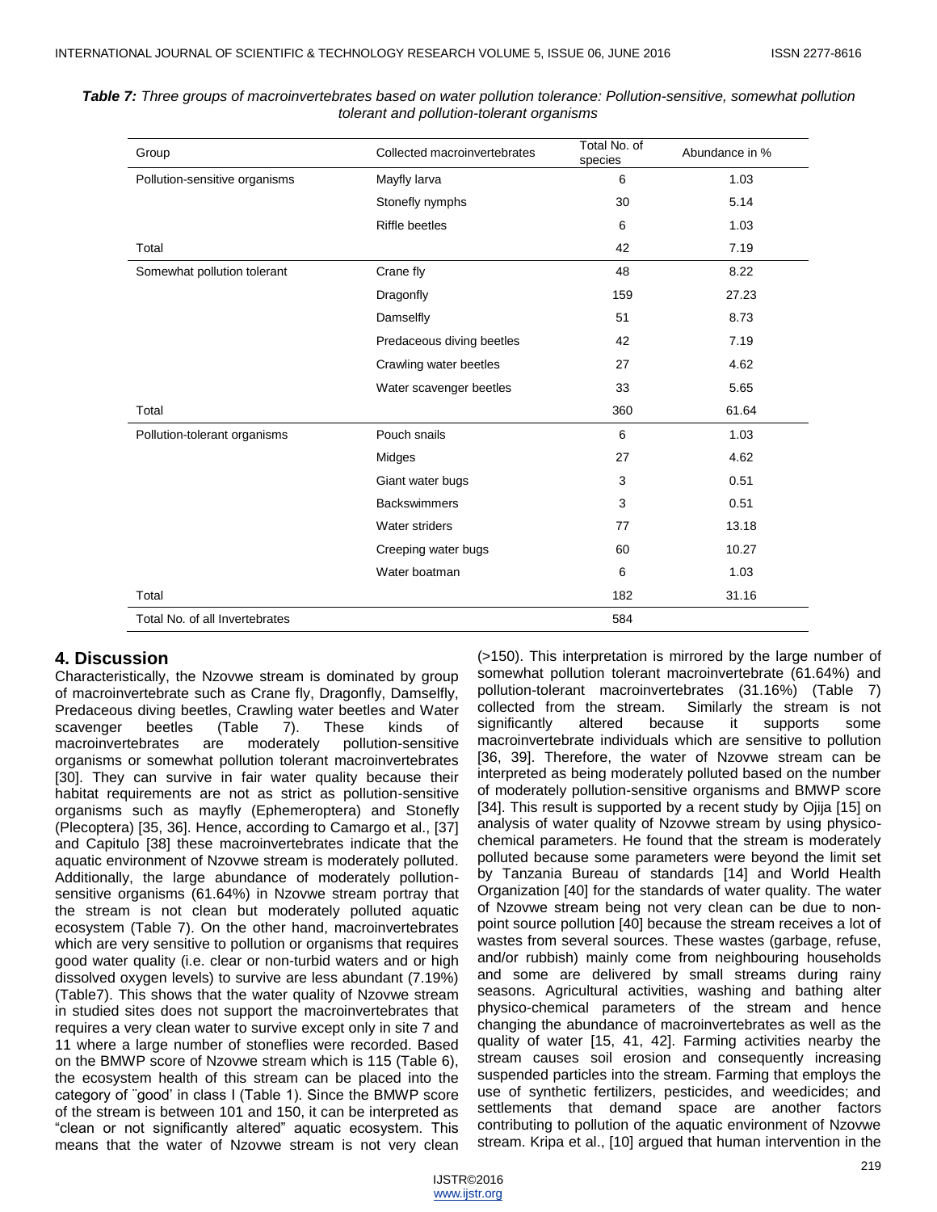*Table 7: Three groups of macroinvertebrates based on water pollution tolerance: Pollution-sensitive, somewhat pollution tolerant and pollution-tolerant organisms*

| Group | Collected macroinvertebrates | Total No. of species | Abundance in % |
|---|---|---|---|
| Pollution-sensitive organisms | Mayfly larva | 6 | 1.03 |
| | Stonefly nymphs | 30 | 5.14 |
| | Riffle beetles | 6 | 1.03 |
| Total | | 42 | 7.19 |
| Somewhat pollution tolerant | Crane fly | 48 | 8.22 |
| | Dragonfly | 159 | 27.23 |
| | Damselfly | 51 | 8.73 |
| | Predaceous diving beetles | 42 | 7.19 |
| | Crawling water beetles | 27 | 4.62 |
| | Water scavenger beetles | 33 | 5.65 |
| Total | | 360 | 61.64 |
| Pollution-tolerant organisms | Pouch snails | 6 | 1.03 |
| | Midges | 27 | 4.62 |
| | Giant water bugs | 3 | 0.51 |
| | Backswimmers | 3 | 0.51 |
| | Water striders | 77 | 13.18 |
| | Creeping water bugs | 60 | 10.27 |
| | Water boatman | 6 | 1.03 |
| Total | | 182 | 31.16 |
| Total No. of all Invertebrates | | 584 | |

## 4. Discussion

Characteristically, the Nzovwe stream is dominated by group of macroinvertebrate such as Crane fly, Dragonfly, Damselfly, Predaceous diving beetles, Crawling water beetles and Water scavenger beetles (Table 7). These kinds of macroinvertebrates are moderately pollution-sensitive organisms or somewhat pollution tolerant macroinvertebrates [30]. They can survive in fair water quality because their habitat requirements are not as strict as pollution-sensitive organisms such as mayfly (Ephemeroptera) and Stonefly (Plecoptera) [35, 36]. Hence, according to Camargo et al., [37] and Capitulo [38] these macroinvertebrates indicate that the aquatic environment of Nzovwe stream is moderately polluted. Additionally, the large abundance of moderately pollution-sensitive organisms (61.64%) in Nzovwe stream portray that the stream is not clean but moderately polluted aquatic ecosystem (Table 7). On the other hand, macroinvertebrates which are very sensitive to pollution or organisms that requires good water quality (i.e. clear or non-turbid waters and or high dissolved oxygen levels) to survive are less abundant (7.19%) (Table7). This shows that the water quality of Nzovwe stream in studied sites does not support the macroinvertebrates that requires a very clean water to survive except only in site 7 and 11 where a large number of stoneflies were recorded. Based on the BMWP score of Nzovwe stream which is 115 (Table 6), the ecosystem health of this stream can be placed into the category of ¨good' in class I (Table 1). Since the BMWP score of the stream is between 101 and 150, it can be interpreted as "clean or not significantly altered" aquatic ecosystem. This means that the water of Nzovwe stream is not very clean (>150). This interpretation is mirrored by the large number of somewhat pollution tolerant macroinvertebrate (61.64%) and pollution-tolerant macroinvertebrates (31.16%) (Table 7) collected from the stream. Similarly the stream is not significantly altered because it supports some macroinvertebrate individuals which are sensitive to pollution [36, 39]. Therefore, the water of Nzovwe stream can be interpreted as being moderately polluted based on the number of moderately pollution-sensitive organisms and BMWP score [34]. This result is supported by a recent study by Ojija [15] on analysis of water quality of Nzovwe stream by using physico-chemical parameters. He found that the stream is moderately polluted because some parameters were beyond the limit set by Tanzania Bureau of standards [14] and World Health Organization [40] for the standards of water quality. The water of Nzovwe stream being not very clean can be due to non-point source pollution [40] because the stream receives a lot of wastes from several sources. These wastes (garbage, refuse, and/or rubbish) mainly come from neighbouring households and some are delivered by small streams during rainy seasons. Agricultural activities, washing and bathing alter physico-chemical parameters of the stream and hence changing the abundance of macroinvertebrates as well as the quality of water [15, 41, 42]. Farming activities nearby the stream causes soil erosion and consequently increasing suspended particles into the stream. Farming that employs the use of synthetic fertilizers, pesticides, and weedicides; and settlements that demand space are another factors contributing to pollution of the aquatic environment of Nzovwe stream. Kripa et al., [10] argued that human intervention in the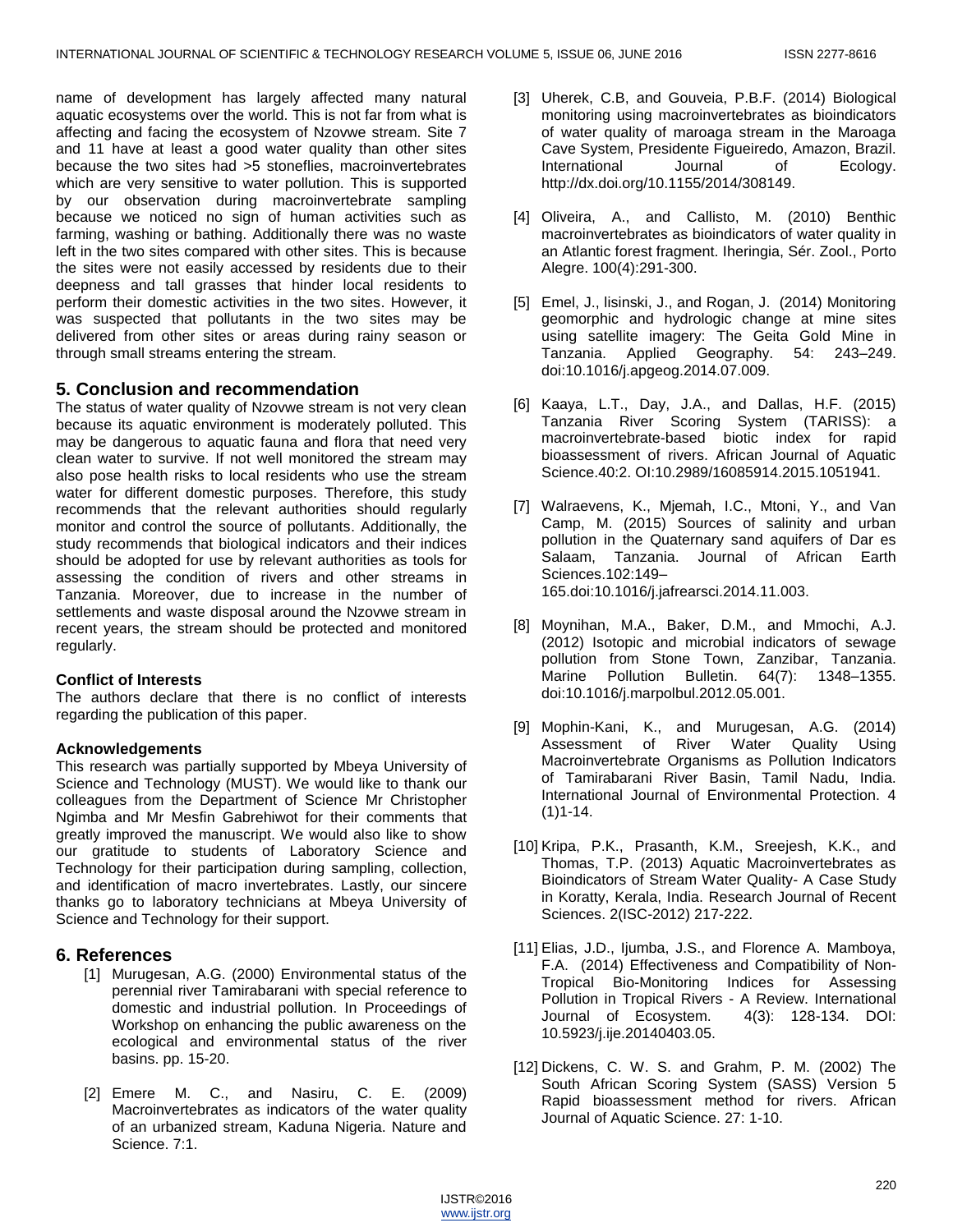name of development has largely affected many natural aquatic ecosystems over the world. This is not far from what is affecting and facing the ecosystem of Nzovwe stream. Site 7 and 11 have at least a good water quality than other sites because the two sites had >5 stoneflies, macroinvertebrates which are very sensitive to water pollution. This is supported by our observation during macroinvertebrate sampling because we noticed no sign of human activities such as farming, washing or bathing. Additionally there was no waste left in the two sites compared with other sites. This is because the sites were not easily accessed by residents due to their deepness and tall grasses that hinder local residents to perform their domestic activities in the two sites. However, it was suspected that pollutants in the two sites may be delivered from other sites or areas during rainy season or through small streams entering the stream.

## 5. Conclusion and recommendation

The status of water quality of Nzovwe stream is not very clean because its aquatic environment is moderately polluted. This may be dangerous to aquatic fauna and flora that need very clean water to survive. If not well monitored the stream may also pose health risks to local residents who use the stream water for different domestic purposes. Therefore, this study recommends that the relevant authorities should regularly monitor and control the source of pollutants. Additionally, the study recommends that biological indicators and their indices should be adopted for use by relevant authorities as tools for assessing the condition of rivers and other streams in Tanzania. Moreover, due to increase in the number of settlements and waste disposal around the Nzovwe stream in recent years, the stream should be protected and monitored regularly.

### Conflict of Interests

The authors declare that there is no conflict of interests regarding the publication of this paper.

### Acknowledgements

This research was partially supported by Mbeya University of Science and Technology (MUST). We would like to thank our colleagues from the Department of Science Mr Christopher Ngimba and Mr Mesfin Gabrehiwot for their comments that greatly improved the manuscript. We would also like to show our gratitude to students of Laboratory Science and Technology for their participation during sampling, collection, and identification of macro invertebrates. Lastly, our sincere thanks go to laboratory technicians at Mbeya University of Science and Technology for their support.

## 6. References

[1] Murugesan, A.G. (2000) Environmental status of the perennial river Tamirabarani with special reference to domestic and industrial pollution. In Proceedings of Workshop on enhancing the public awareness on the ecological and environmental status of the river basins. pp. 15-20.

[2] Emere M. C., and Nasiru, C. E. (2009) Macroinvertebrates as indicators of the water quality of an urbanized stream, Kaduna Nigeria. Nature and Science. 7:1.

[3] Uherek, C.B, and Gouveia, P.B.F. (2014) Biological monitoring using macroinvertebrates as bioindicators of water quality of maroaga stream in the Maroaga Cave System, Presidente Figueiredo, Amazon, Brazil. International Journal of Ecology. http://dx.doi.org/10.1155/2014/308149.

[4] Oliveira, A., and Callisto, M. (2010) Benthic macroinvertebrates as bioindicators of water quality in an Atlantic forest fragment. Iheringia, Sér. Zool., Porto Alegre. 100(4):291-300.

[5] Emel, J., lisinski, J., and Rogan, J. (2014) Monitoring geomorphic and hydrologic change at mine sites using satellite imagery: The Geita Gold Mine in Tanzania. Applied Geography. 54: 243–249. doi:10.1016/j.apgeog.2014.07.009.

[6] Kaaya, L.T., Day, J.A., and Dallas, H.F. (2015) Tanzania River Scoring System (TARISS): a macroinvertebrate-based biotic index for rapid bioassessment of rivers. African Journal of Aquatic Science.40:2. OI:10.2989/16085914.2015.1051941.

[7] Walraevens, K., Mjemah, I.C., Mtoni, Y., and Van Camp, M. (2015) Sources of salinity and urban pollution in the Quaternary sand aquifers of Dar es Salaam, Tanzania. Journal of African Earth Sciences.102:149–165.doi:10.1016/j.jafrearsci.2014.11.003.

[8] Moynihan, M.A., Baker, D.M., and Mmochi, A.J. (2012) Isotopic and microbial indicators of sewage pollution from Stone Town, Zanzibar, Tanzania. Marine Pollution Bulletin. 64(7): 1348–1355. doi:10.1016/j.marpolbul.2012.05.001.

[9] Mophin-Kani, K., and Murugesan, A.G. (2014) Assessment of River Water Quality Using Macroinvertebrate Organisms as Pollution Indicators of Tamirabarani River Basin, Tamil Nadu, India. International Journal of Environmental Protection. 4 (1)1-14.

[10] Kripa, P.K., Prasanth, K.M., Sreejesh, K.K., and Thomas, T.P. (2013) Aquatic Macroinvertebrates as Bioindicators of Stream Water Quality- A Case Study in Koratty, Kerala, India. Research Journal of Recent Sciences. 2(ISC-2012) 217-222.

[11] Elias, J.D., Ijumba, J.S., and Florence A. Mamboya, F.A. (2014) Effectiveness and Compatibility of Non-Tropical Bio-Monitoring Indices for Assessing Pollution in Tropical Rivers - A Review. International Journal of Ecosystem. 4(3): 128-134. DOI: 10.5923/j.ije.20140403.05.

[12] Dickens, C. W. S. and Grahm, P. M. (2002) The South African Scoring System (SASS) Version 5 Rapid bioassessment method for rivers. African Journal of Aquatic Science. 27: 1-10.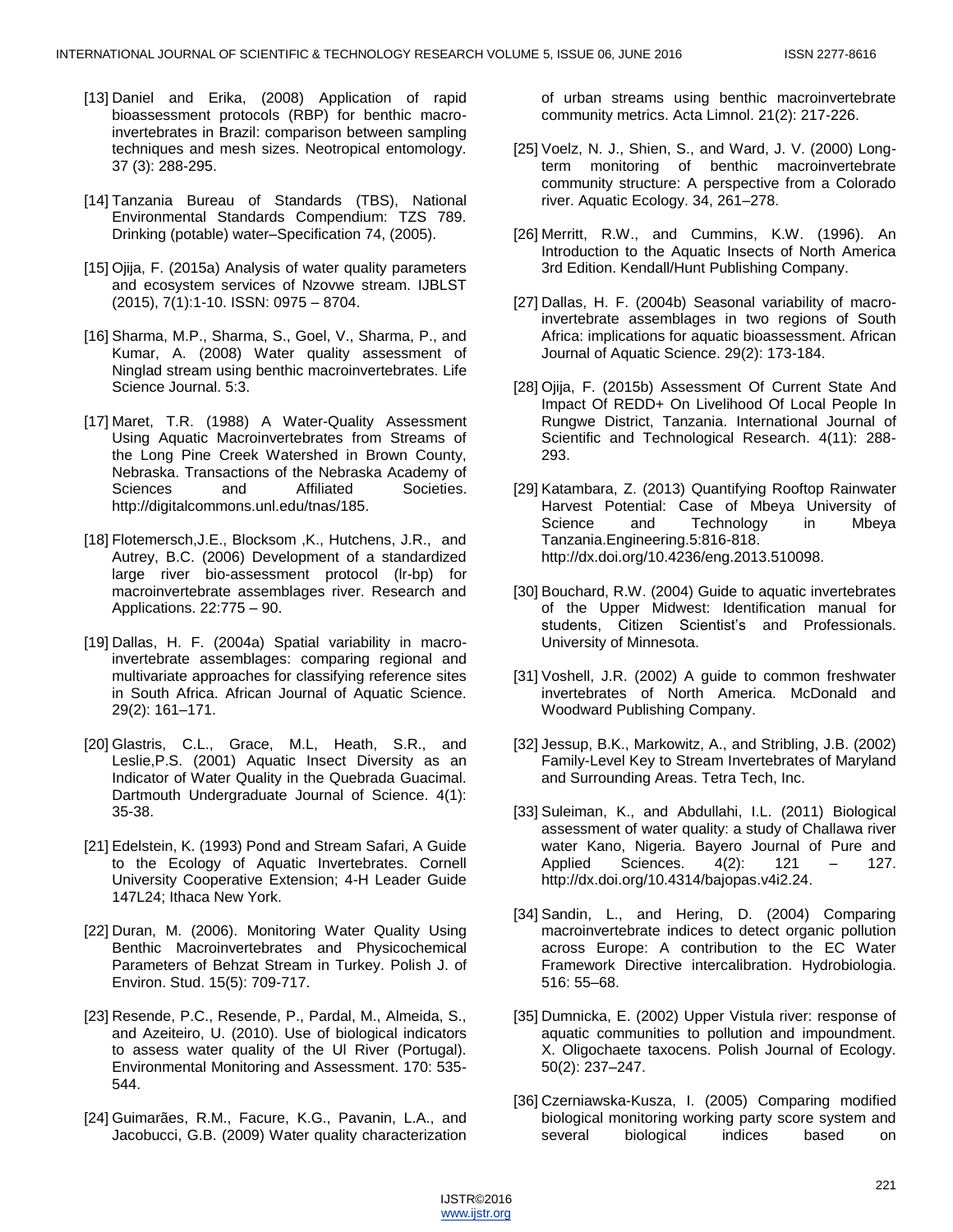[13] Daniel and Erika, (2008) Application of rapid bioassessment protocols (RBP) for benthic macro-invertebrates in Brazil: comparison between sampling techniques and mesh sizes. Neotropical entomology. 37 (3): 288-295.

[14] Tanzania Bureau of Standards (TBS), National Environmental Standards Compendium: TZS 789. Drinking (potable) water–Specification 74, (2005).

[15] Ojija, F. (2015a) Analysis of water quality parameters and ecosystem services of Nzovwe stream. IJBLST (2015), 7(1):1-10. ISSN: 0975 – 8704.

[16] Sharma, M.P., Sharma, S., Goel, V., Sharma, P., and Kumar, A. (2008) Water quality assessment of Ninglad stream using benthic macroinvertebrates. Life Science Journal. 5:3.

[17] Maret, T.R. (1988) A Water-Quality Assessment Using Aquatic Macroinvertebrates from Streams of the Long Pine Creek Watershed in Brown County, Nebraska. Transactions of the Nebraska Academy of Sciences and Affiliated Societies. http://digitalcommons.unl.edu/tnas/185.

[18] Flotemersch,J.E., Blocksom ,K., Hutchens, J.R., and Autrey, B.C. (2006) Development of a standardized large river bio-assessment protocol (lr-bp) for macroinvertebrate assemblages river. Research and Applications. 22:775 – 90.

[19] Dallas, H. F. (2004a) Spatial variability in macro-invertebrate assemblages: comparing regional and multivariate approaches for classifying reference sites in South Africa. African Journal of Aquatic Science. 29(2): 161–171.

[20] Glastris, C.L., Grace, M.L, Heath, S.R., and Leslie,P.S. (2001) Aquatic Insect Diversity as an Indicator of Water Quality in the Quebrada Guacimal. Dartmouth Undergraduate Journal of Science. 4(1): 35-38.

[21] Edelstein, K. (1993) Pond and Stream Safari, A Guide to the Ecology of Aquatic Invertebrates. Cornell University Cooperative Extension; 4-H Leader Guide 147L24; Ithaca New York.

[22] Duran, M. (2006). Monitoring Water Quality Using Benthic Macroinvertebrates and Physicochemical Parameters of Behzat Stream in Turkey. Polish J. of Environ. Stud. 15(5): 709-717.

[23] Resende, P.C., Resende, P., Pardal, M., Almeida, S., and Azeiteiro, U. (2010). Use of biological indicators to assess water quality of the Ul River (Portugal). Environmental Monitoring and Assessment. 170: 535-544.

[24] Guimarães, R.M., Facure, K.G., Pavanin, L.A., and Jacobucci, G.B. (2009) Water quality characterization of urban streams using benthic macroinvertebrate community metrics. Acta Limnol. 21(2): 217-226.

[25] Voelz, N. J., Shien, S., and Ward, J. V. (2000) Long-term monitoring of benthic macroinvertebrate community structure: A perspective from a Colorado river. Aquatic Ecology. 34, 261–278.

[26] Merritt, R.W., and Cummins, K.W. (1996). An Introduction to the Aquatic Insects of North America 3rd Edition. Kendall/Hunt Publishing Company.

[27] Dallas, H. F. (2004b) Seasonal variability of macro-invertebrate assemblages in two regions of South Africa: implications for aquatic bioassessment. African Journal of Aquatic Science. 29(2): 173-184.

[28] Ojija, F. (2015b) Assessment Of Current State And Impact Of REDD+ On Livelihood Of Local People In Rungwe District, Tanzania. International Journal of Scientific and Technological Research. 4(11): 288-293.

[29] Katambara, Z. (2013) Quantifying Rooftop Rainwater Harvest Potential: Case of Mbeya University of Science and Technology in Mbeya Tanzania.Engineering.5:816-818. http://dx.doi.org/10.4236/eng.2013.510098.

[30] Bouchard, R.W. (2004) Guide to aquatic invertebrates of the Upper Midwest: Identification manual for students, Citizen Scientist's and Professionals. University of Minnesota.

[31] Voshell, J.R. (2002) A guide to common freshwater invertebrates of North America. McDonald and Woodward Publishing Company.

[32] Jessup, B.K., Markowitz, A., and Stribling, J.B. (2002) Family-Level Key to Stream Invertebrates of Maryland and Surrounding Areas. Tetra Tech, Inc.

[33] Suleiman, K., and Abdullahi, I.L. (2011) Biological assessment of water quality: a study of Challawa river water Kano, Nigeria. Bayero Journal of Pure and Applied Sciences. 4(2): 121 – 127. http://dx.doi.org/10.4314/bajopas.v4i2.24.

[34] Sandin, L., and Hering, D. (2004) Comparing macroinvertebrate indices to detect organic pollution across Europe: A contribution to the EC Water Framework Directive intercalibration. Hydrobiologia. 516: 55–68.

[35] Dumnicka, E. (2002) Upper Vistula river: response of aquatic communities to pollution and impoundment. X. Oligochaete taxocens. Polish Journal of Ecology. 50(2): 237–247.

[36] Czerniawska-Kusza, I. (2005) Comparing modified biological monitoring working party score system and several biological indices based on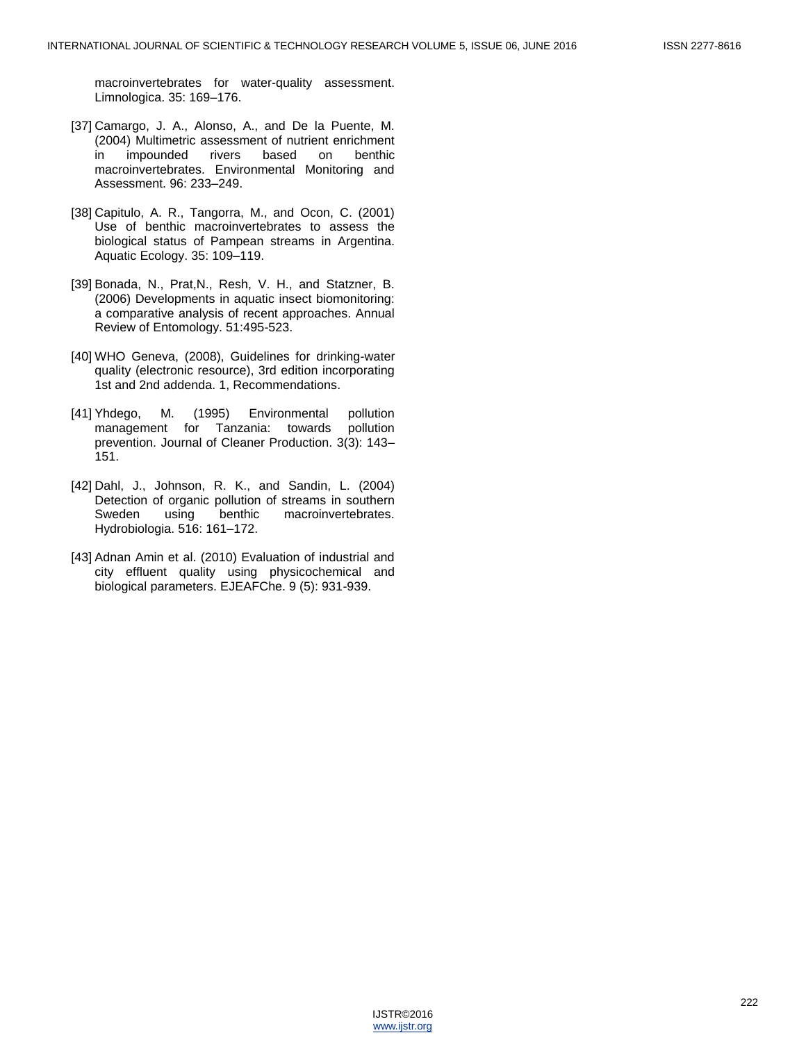macroinvertebrates for water-quality assessment. Limnologica. 35: 169–176.

[37] Camargo, J. A., Alonso, A., and De la Puente, M. (2004) Multimetric assessment of nutrient enrichment in impounded rivers based on benthic macroinvertebrates. Environmental Monitoring and Assessment. 96: 233–249.

[38] Capitulo, A. R., Tangorra, M., and Ocon, C. (2001) Use of benthic macroinvertebrates to assess the biological status of Pampean streams in Argentina. Aquatic Ecology. 35: 109–119.

[39] Bonada, N., Prat,N., Resh, V. H., and Statzner, B. (2006) Developments in aquatic insect biomonitoring: a comparative analysis of recent approaches. Annual Review of Entomology. 51:495-523.

[40] WHO Geneva, (2008), Guidelines for drinking-water quality (electronic resource), 3rd edition incorporating 1st and 2nd addenda. 1, Recommendations.

[41] Yhdego, M. (1995) Environmental pollution management for Tanzania: towards pollution prevention. Journal of Cleaner Production. 3(3): 143–151.

[42] Dahl, J., Johnson, R. K., and Sandin, L. (2004) Detection of organic pollution of streams in southern Sweden using benthic macroinvertebrates. Hydrobiologia. 516: 161–172.

[43] Adnan Amin et al. (2010) Evaluation of industrial and city effluent quality using physicochemical and biological parameters. EJEAFChe. 9 (5): 931-939.